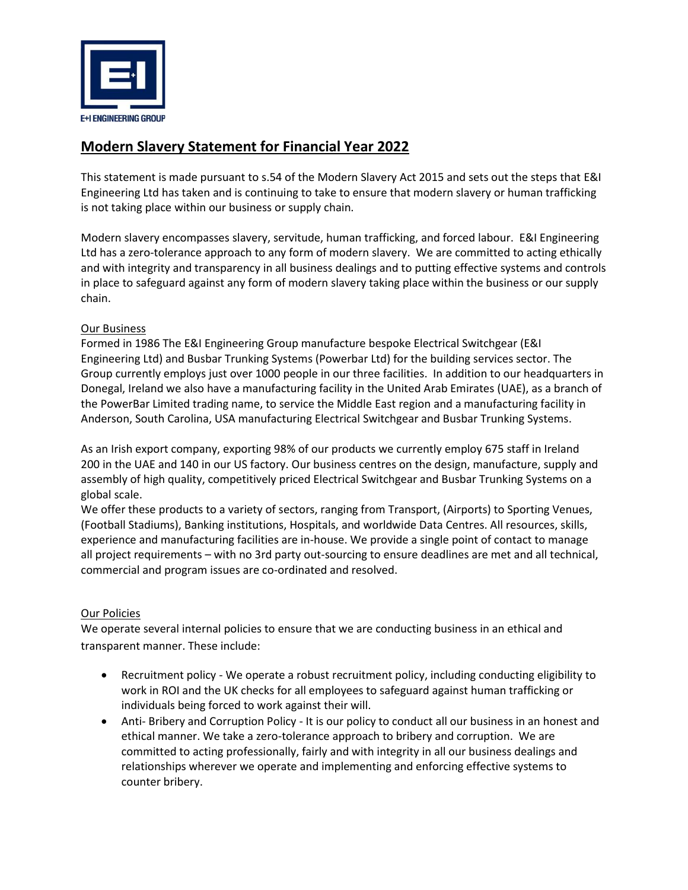E+I ENGINEERING GROUP

# Modern Slavery Statement for Financial Year 2022

This statement is made pursuant to s.54 of the Modern Slavery Act 2015 and sets out the steps that E&I Engineering Ltd has taken and is continuing to take to ensure that modern slavery or human trafficking is not taking place within our business or supply chain.

Modern slavery encompasses slavery, servitude, human trafficking, and forced labour. E&I Engineering Ltd has a zero-tolerance approach to any form of modern slavery. We are committed to acting ethically and with integrity and transparency in all business dealings and to putting effective systems and controls in place to safeguard against any form of modern slavery taking place within the business or our supply chain.

## Our Business

Formed in 1986 The E&I Engineering Group manufacture bespoke Electrical Switchgear (E&I Engineering Ltd) and Busbar Trunking Systems (Powerbar Ltd) for the building services sector. The Group currently employs just over 1000 people in our three facilities. In addition to our headquarters in Donegal, Ireland we also have a manufacturing facility in the United Arab Emirates (UAE), as a branch of the PowerBar Limited trading name, to service the Middle East region and a manufacturing facility in Anderson, South Carolina, USA manufacturing Electrical Switchgear and Busbar Trunking Systems.

As an Irish export company, exporting 98% of our products we currently employ 675 staff in Ireland 200 in the UAE and 140 in our US factory. Our business centres on the design, manufacture, supply and assembly of high quality, competitively priced Electrical Switchgear and Busbar Trunking Systems on a global scale.
We offer these products to a variety of sectors, ranging from Transport, (Airports) to Sporting Venues, (Football Stadiums), Banking institutions, Hospitals, and worldwide Data Centres. All resources, skills, experience and manufacturing facilities are in-house. We provide a single point of contact to manage all project requirements – with no 3rd party out-sourcing to ensure deadlines are met and all technical, commercial and program issues are co-ordinated and resolved.

## Our Policies

We operate several internal policies to ensure that we are conducting business in an ethical and transparent manner. These include:

- Recruitment policy - We operate a robust recruitment policy, including conducting eligibility to work in ROI and the UK checks for all employees to safeguard against human trafficking or individuals being forced to work against their will.
- Anti- Bribery and Corruption Policy - It is our policy to conduct all our business in an honest and ethical manner. We take a zero-tolerance approach to bribery and corruption. We are committed to acting professionally, fairly and with integrity in all our business dealings and relationships wherever we operate and implementing and enforcing effective systems to counter bribery.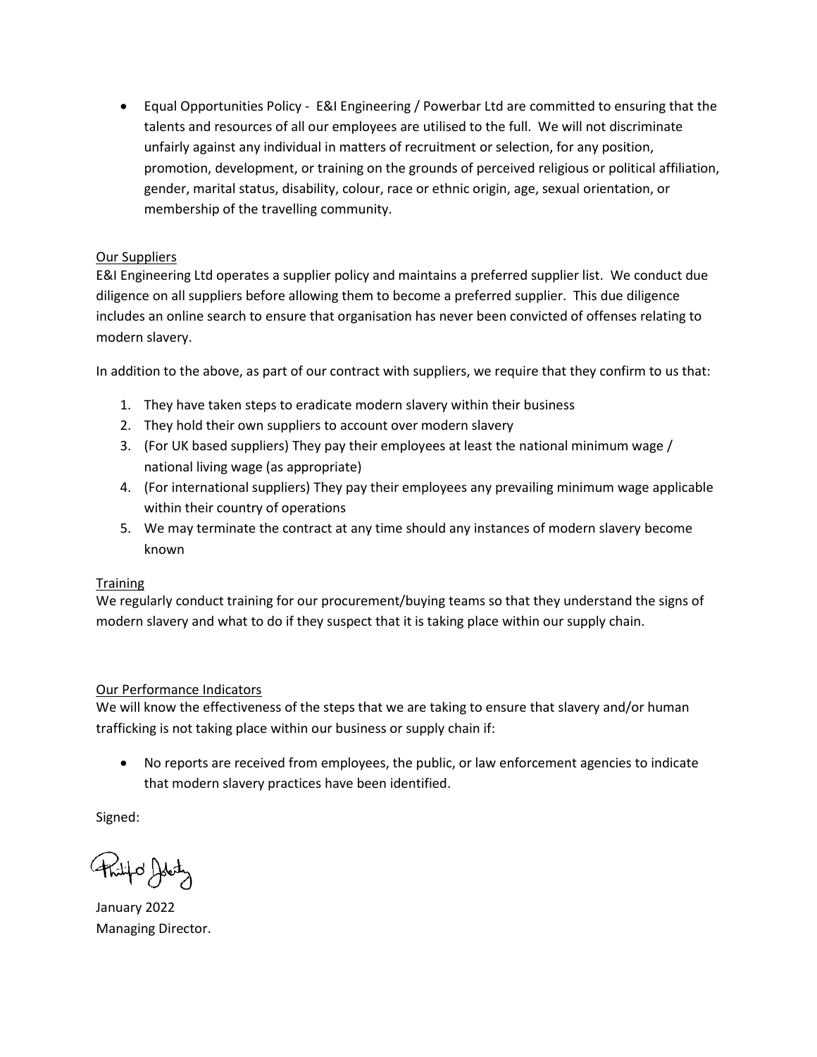- Equal Opportunities Policy - E&I Engineering / Powerbar Ltd are committed to ensuring that the talents and resources of all our employees are utilised to the full. We will not discriminate unfairly against any individual in matters of recruitment or selection, for any position, promotion, development, or training on the grounds of perceived religious or political affiliation, gender, marital status, disability, colour, race or ethnic origin, age, sexual orientation, or membership of the travelling community.

Our Suppliers

E&I Engineering Ltd operates a supplier policy and maintains a preferred supplier list. We conduct due diligence on all suppliers before allowing them to become a preferred supplier. This due diligence includes an online search to ensure that organisation has never been convicted of offenses relating to modern slavery.

In addition to the above, as part of our contract with suppliers, we require that they confirm to us that:

1. They have taken steps to eradicate modern slavery within their business
2. They hold their own suppliers to account over modern slavery
3. (For UK based suppliers) They pay their employees at least the national minimum wage / national living wage (as appropriate)
4. (For international suppliers) They pay their employees any prevailing minimum wage applicable within their country of operations
5. We may terminate the contract at any time should any instances of modern slavery become known

Training

We regularly conduct training for our procurement/buying teams so that they understand the signs of modern slavery and what to do if they suspect that it is taking place within our supply chain.

Our Performance Indicators

We will know the effectiveness of the steps that we are taking to ensure that slavery and/or human trafficking is not taking place within our business or supply chain if:

- No reports are received from employees, the public, or law enforcement agencies to indicate that modern slavery practices have been identified.

Signed:

January 2022
Managing Director.